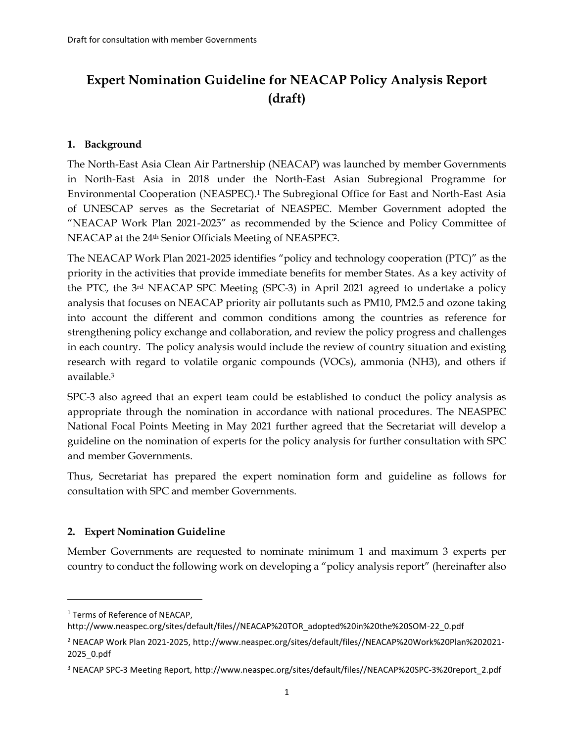Draft for consultation with member Governments

# Expert Nomination Guideline for NEACAP Policy Analysis Report (draft)

## 1. Background

The North-East Asia Clean Air Partnership (NEACAP) was launched by member Governments in North-East Asia in 2018 under the North-East Asian Subregional Programme for Environmental Cooperation (NEASPEC).[1] The Subregional Office for East and North-East Asia of UNESCAP serves as the Secretariat of NEASPEC. Member Government adopted the "NEACAP Work Plan 2021-2025" as recommended by the Science and Policy Committee of NEACAP at the 24th Senior Officials Meeting of NEASPEC[2].

The NEACAP Work Plan 2021-2025 identifies "policy and technology cooperation (PTC)" as the priority in the activities that provide immediate benefits for member States. As a key activity of the PTC, the 3rd NEACAP SPC Meeting (SPC-3) in April 2021 agreed to undertake a policy analysis that focuses on NEACAP priority air pollutants such as PM10, PM2.5 and ozone taking into account the different and common conditions among the countries as reference for strengthening policy exchange and collaboration, and review the policy progress and challenges in each country. The policy analysis would include the review of country situation and existing research with regard to volatile organic compounds (VOCs), ammonia (NH3), and others if available.[3]

SPC-3 also agreed that an expert team could be established to conduct the policy analysis as appropriate through the nomination in accordance with national procedures. The NEASPEC National Focal Points Meeting in May 2021 further agreed that the Secretariat will develop a guideline on the nomination of experts for the policy analysis for further consultation with SPC and member Governments.

Thus, Secretariat has prepared the expert nomination form and guideline as follows for consultation with SPC and member Governments.

## 2. Expert Nomination Guideline

Member Governments are requested to nominate minimum 1 and maximum 3 experts per country to conduct the following work on developing a "policy analysis report" (hereinafter also

---

[1] Terms of Reference of NEACAP, http://www.neaspec.org/sites/default/files//NEACAP%20TOR_adopted%20in%20the%20SOM-22_0.pdf

[2] NEACAP Work Plan 2021-2025, http://www.neaspec.org/sites/default/files//NEACAP%20Work%20Plan%202021-2025_0.pdf

[3] NEACAP SPC-3 Meeting Report, http://www.neaspec.org/sites/default/files//NEACAP%20SPC-3%20report_2.pdf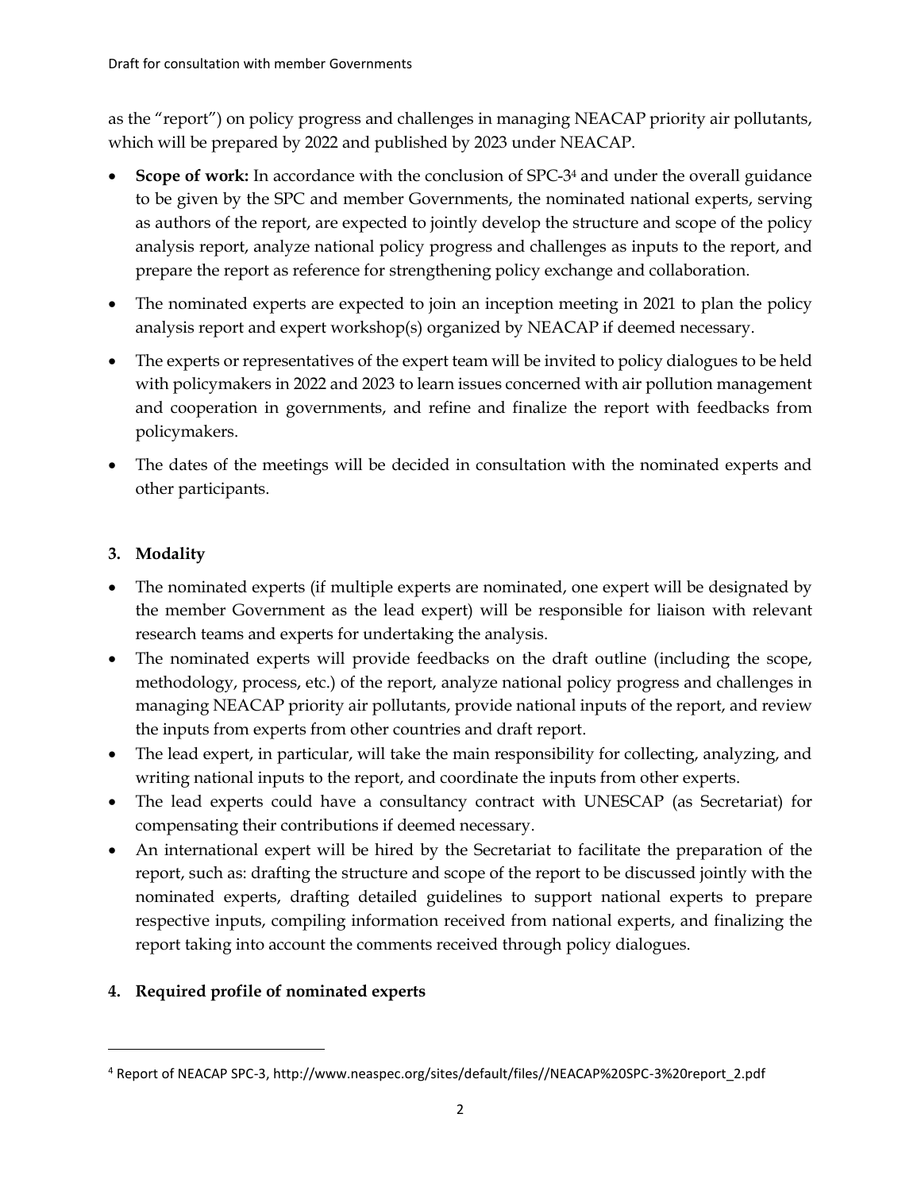as the "report") on policy progress and challenges in managing NEACAP priority air pollutants, which will be prepared by 2022 and published by 2023 under NEACAP.

- **Scope of work:** In accordance with the conclusion of SPC-3[4] and under the overall guidance to be given by the SPC and member Governments, the nominated national experts, serving as authors of the report, are expected to jointly develop the structure and scope of the policy analysis report, analyze national policy progress and challenges as inputs to the report, and prepare the report as reference for strengthening policy exchange and collaboration.
- The nominated experts are expected to join an inception meeting in 2021 to plan the policy analysis report and expert workshop(s) organized by NEACAP if deemed necessary.
- The experts or representatives of the expert team will be invited to policy dialogues to be held with policymakers in 2022 and 2023 to learn issues concerned with air pollution management and cooperation in governments, and refine and finalize the report with feedbacks from policymakers.
- The dates of the meetings will be decided in consultation with the nominated experts and other participants.

## 3. Modality

- The nominated experts (if multiple experts are nominated, one expert will be designated by the member Government as the lead expert) will be responsible for liaison with relevant research teams and experts for undertaking the analysis.
- The nominated experts will provide feedbacks on the draft outline (including the scope, methodology, process, etc.) of the report, analyze national policy progress and challenges in managing NEACAP priority air pollutants, provide national inputs of the report, and review the inputs from experts from other countries and draft report.
- The lead expert, in particular, will take the main responsibility for collecting, analyzing, and writing national inputs to the report, and coordinate the inputs from other experts.
- The lead experts could have a consultancy contract with UNESCAP (as Secretariat) for compensating their contributions if deemed necessary.
- An international expert will be hired by the Secretariat to facilitate the preparation of the report, such as: drafting the structure and scope of the report to be discussed jointly with the nominated experts, drafting detailed guidelines to support national experts to prepare respective inputs, compiling information received from national experts, and finalizing the report taking into account the comments received through policy dialogues.

## 4. Required profile of nominated experts

[4] Report of NEACAP SPC-3, http://www.neaspec.org/sites/default/files//NEACAP%20SPC-3%20report_2.pdf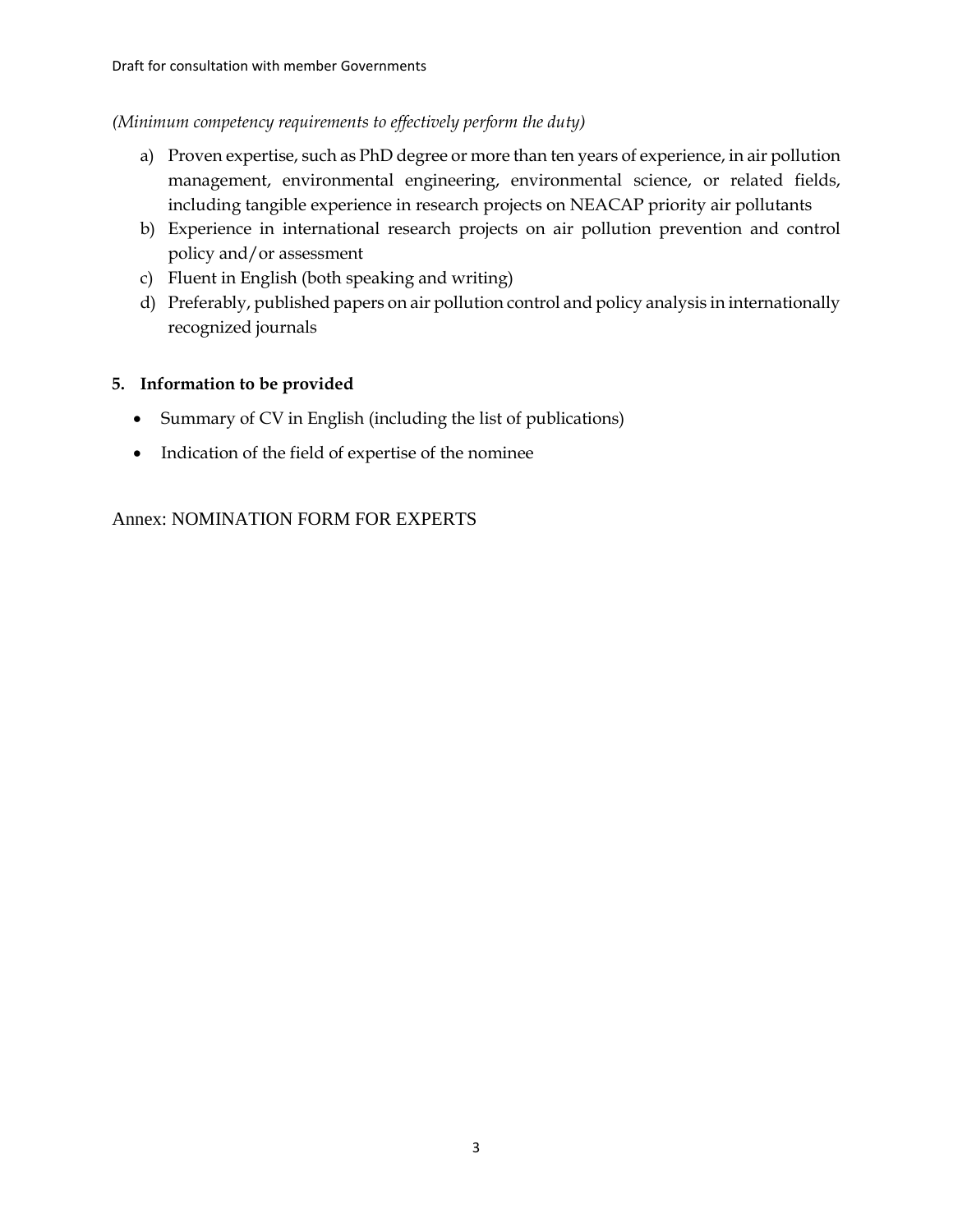*(Minimum competency requirements to effectively perform the duty)*

a) Proven expertise, such as PhD degree or more than ten years of experience, in air pollution management, environmental engineering, environmental science, or related fields, including tangible experience in research projects on NEACAP priority air pollutants
b) Experience in international research projects on air pollution prevention and control policy and/or assessment
c) Fluent in English (both speaking and writing)
d) Preferably, published papers on air pollution control and policy analysis in internationally recognized journals

## 5. Information to be provided

- Summary of CV in English (including the list of publications)
- Indication of the field of expertise of the nominee

Annex: NOMINATION FORM FOR EXPERTS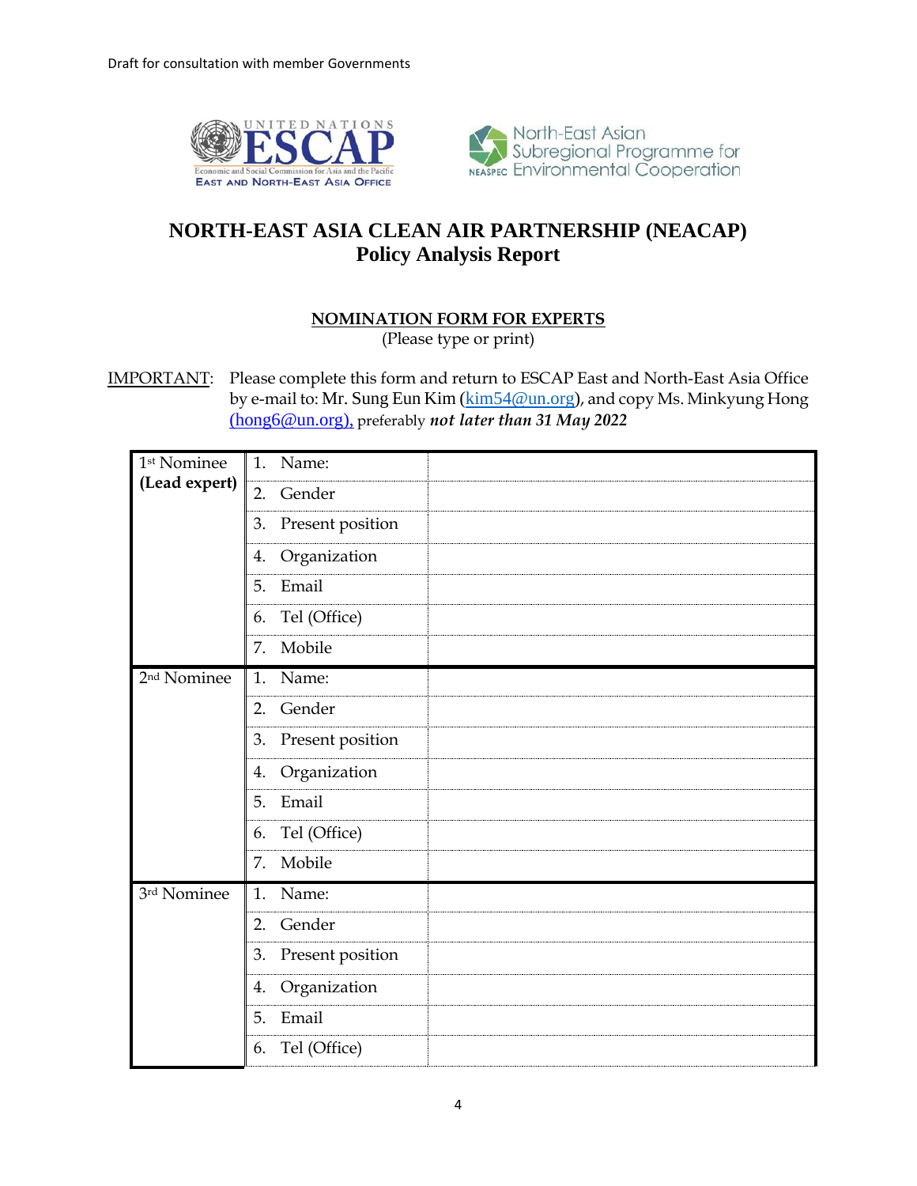Draft for consultation with member Governments

UNITED NATIONS ESCAP
Economic and Social Commission for Asia and the Pacific
EAST AND NORTH-EAST ASIA OFFICE

NEASPEC North-East Asian Subregional Programme for Environmental Cooperation

# NORTH-EAST ASIA CLEAN AIR PARTNERSHIP (NEACAP)
## Policy Analysis Report

**NOMINATION FORM FOR EXPERTS**
(Please type or print)

IMPORTANT: Please complete this form and return to ESCAP East and North-East Asia Office by e-mail to: Mr. Sung Eun Kim (kim54@un.org), and copy Ms. Minkyung Hong (hong6@un.org), preferably ***not later than 31 May 2022***

| | | |
|---|---|---|
| 1st Nominee **(Lead expert)** | 1. Name: | |
| | 2. Gender | |
| | 3. Present position | |
| | 4. Organization | |
| | 5. Email | |
| | 6. Tel (Office) | |
| | 7. Mobile | |
| 2nd Nominee | 1. Name: | |
| | 2. Gender | |
| | 3. Present position | |
| | 4. Organization | |
| | 5. Email | |
| | 6. Tel (Office) | |
| | 7. Mobile | |
| 3rd Nominee | 1. Name: | |
| | 2. Gender | |
| | 3. Present position | |
| | 4. Organization | |
| | 5. Email | |
| | 6. Tel (Office) | |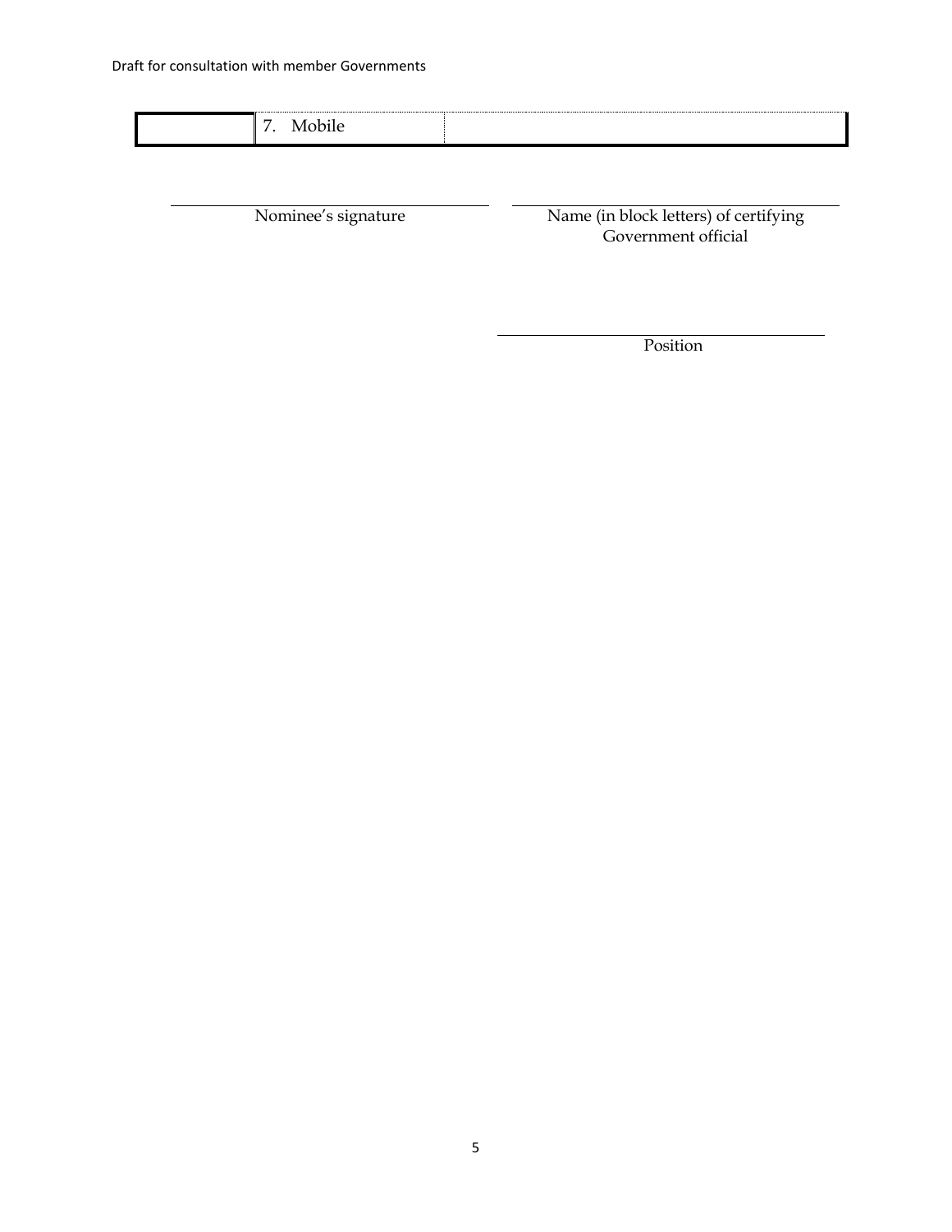| | | |
|---|---|---|
| | 7. Mobile | |

\_\_\_\_\_\_\_\_\_\_\_\_\_\_\_\_\_\_\_\_\_\_\_\_\_\_\_\_\_\_
Nominee's signature

\_\_\_\_\_\_\_\_\_\_\_\_\_\_\_\_\_\_\_\_\_\_\_\_\_\_\_\_\_\_
Name (in block letters) of certifying Government official

\_\_\_\_\_\_\_\_\_\_\_\_\_\_\_\_\_\_\_\_\_\_\_\_\_\_\_\_\_\_
Position